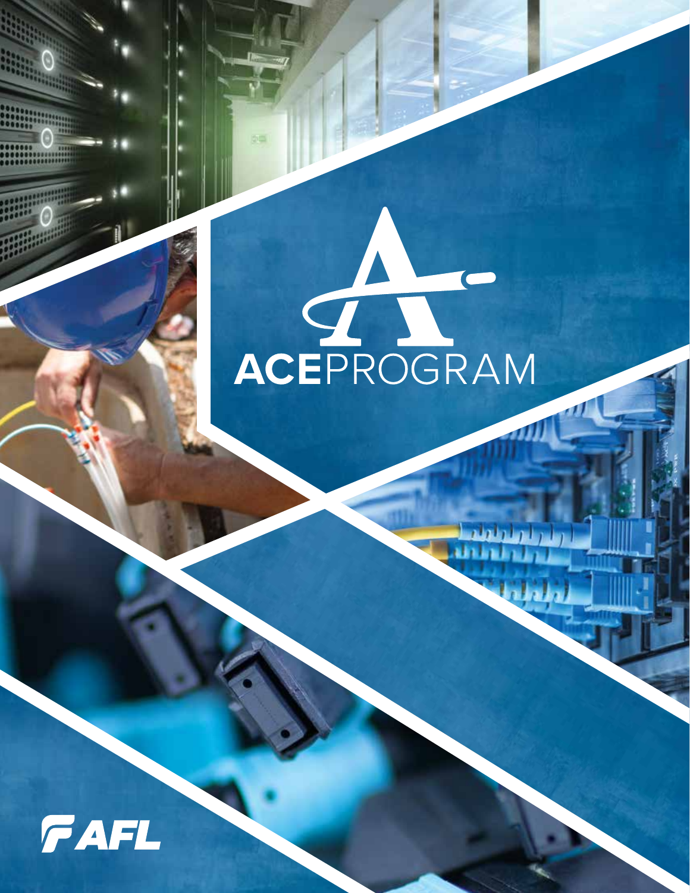# ACEPROGRAM

AFL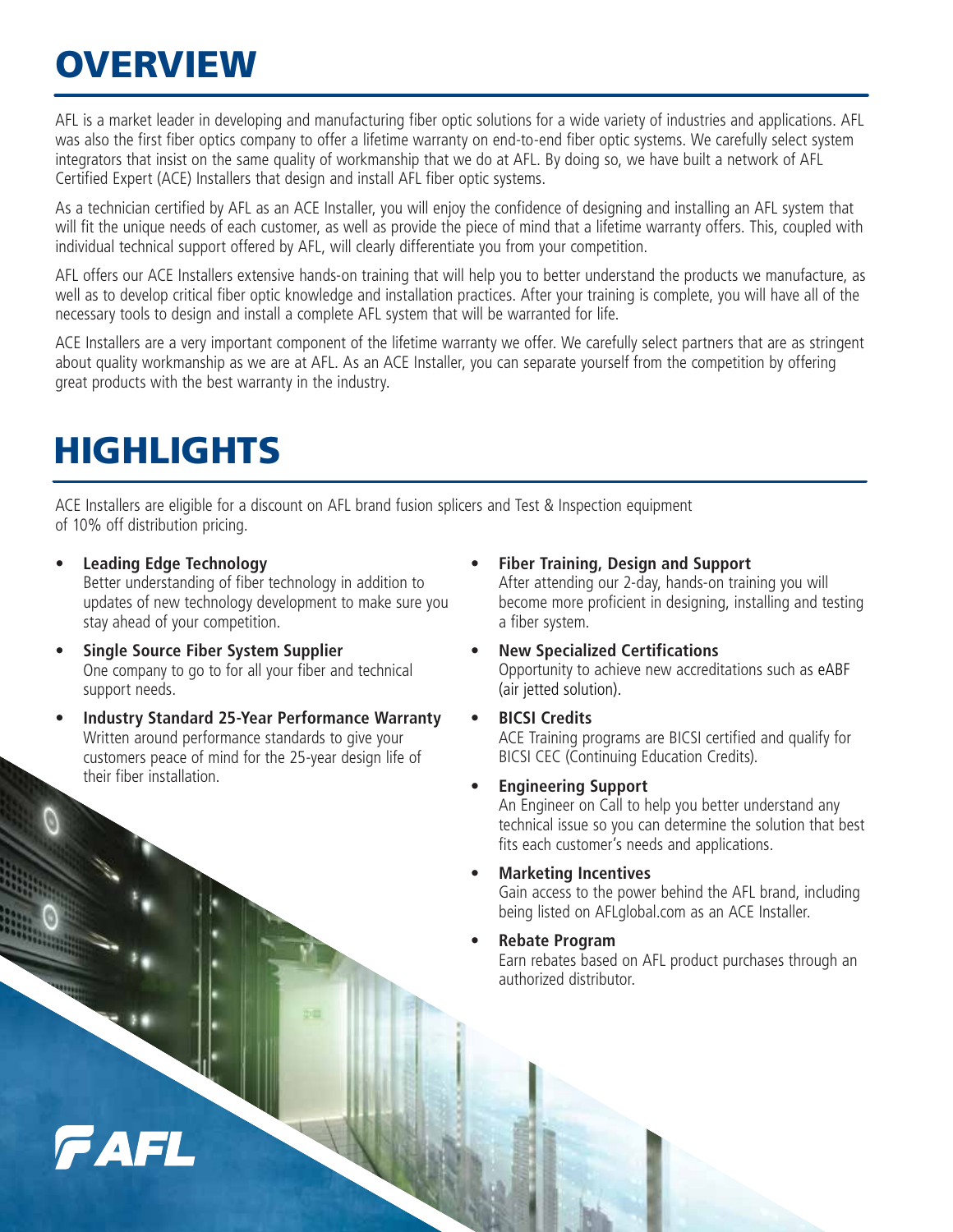# OVERVIEW

AFL is a market leader in developing and manufacturing fiber optic solutions for a wide variety of industries and applications. AFL was also the first fiber optics company to offer a lifetime warranty on end-to-end fiber optic systems. We carefully select system integrators that insist on the same quality of workmanship that we do at AFL. By doing so, we have built a network of AFL Certified Expert (ACE) Installers that design and install AFL fiber optic systems.

As a technician certified by AFL as an ACE Installer, you will enjoy the confidence of designing and installing an AFL system that will fit the unique needs of each customer, as well as provide the piece of mind that a lifetime warranty offers. This, coupled with individual technical support offered by AFL, will clearly differentiate you from your competition.

AFL offers our ACE Installers extensive hands-on training that will help you to better understand the products we manufacture, as well as to develop critical fiber optic knowledge and installation practices. After your training is complete, you will have all of the necessary tools to design and install a complete AFL system that will be warranted for life.

ACE Installers are a very important component of the lifetime warranty we offer. We carefully select partners that are as stringent about quality workmanship as we are at AFL. As an ACE Installer, you can separate yourself from the competition by offering great products with the best warranty in the industry.

# HIGHLIGHTS

ACE Installers are eligible for a discount on AFL brand fusion splicers and Test & Inspection equipment of 10% off distribution pricing.

- **Leading Edge Technology**
  Better understanding of fiber technology in addition to updates of new technology development to make sure you stay ahead of your competition.
- **Single Source Fiber System Supplier**
  One company to go to for all your fiber and technical support needs.
- **Industry Standard 25-Year Performance Warranty**
  Written around performance standards to give your customers peace of mind for the 25-year design life of their fiber installation.
- **Fiber Training, Design and Support**
  After attending our 2-day, hands-on training you will become more proficient in designing, installing and testing a fiber system.
- **New Specialized Certifications**
  Opportunity to achieve new accreditations such as eABF (air jetted solution).
- **BICSI Credits**
  ACE Training programs are BICSI certified and qualify for BICSI CEC (Continuing Education Credits).
- **Engineering Support**
  An Engineer on Call to help you better understand any technical issue so you can determine the solution that best fits each customer's needs and applications.
- **Marketing Incentives**
  Gain access to the power behind the AFL brand, including being listed on AFLglobal.com as an ACE Installer.
- **Rebate Program**
  Earn rebates based on AFL product purchases through an authorized distributor.

AFL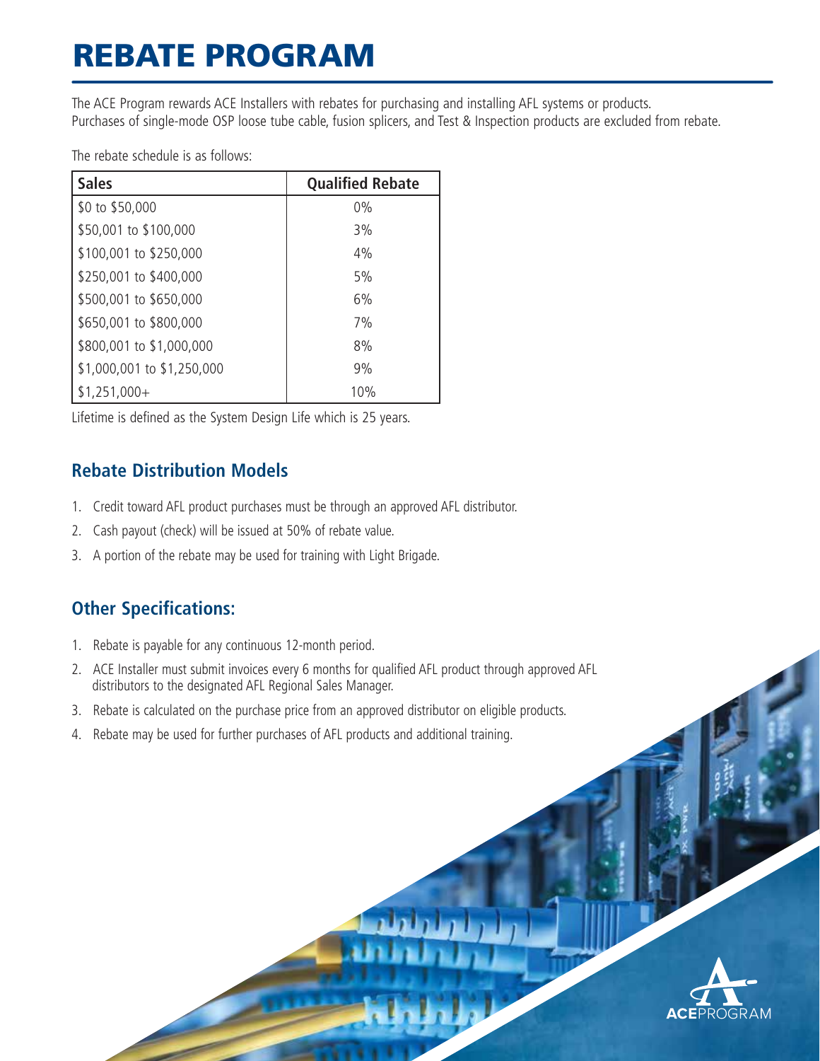# REBATE PROGRAM

The ACE Program rewards ACE Installers with rebates for purchasing and installing AFL systems or products. Purchases of single-mode OSP loose tube cable, fusion splicers, and Test & Inspection products are excluded from rebate.

The rebate schedule is as follows:

| Sales | Qualified Rebate |
|---|---|
| $0 to $50,000 | 0% |
| $50,001 to $100,000 | 3% |
| $100,001 to $250,000 | 4% |
| $250,001 to $400,000 | 5% |
| $500,001 to $650,000 | 6% |
| $650,001 to $800,000 | 7% |
| $800,001 to $1,000,000 | 8% |
| $1,000,001 to $1,250,000 | 9% |
| $1,251,000+ | 10% |

Lifetime is defined as the System Design Life which is 25 years.

## Rebate Distribution Models

1. Credit toward AFL product purchases must be through an approved AFL distributor.
2. Cash payout (check) will be issued at 50% of rebate value.
3. A portion of the rebate may be used for training with Light Brigade.

## Other Specifications:

1. Rebate is payable for any continuous 12-month period.
2. ACE Installer must submit invoices every 6 months for qualified AFL product through approved AFL distributors to the designated AFL Regional Sales Manager.
3. Rebate is calculated on the purchase price from an approved distributor on eligible products.
4. Rebate may be used for further purchases of AFL products and additional training.

ACEPROGRAM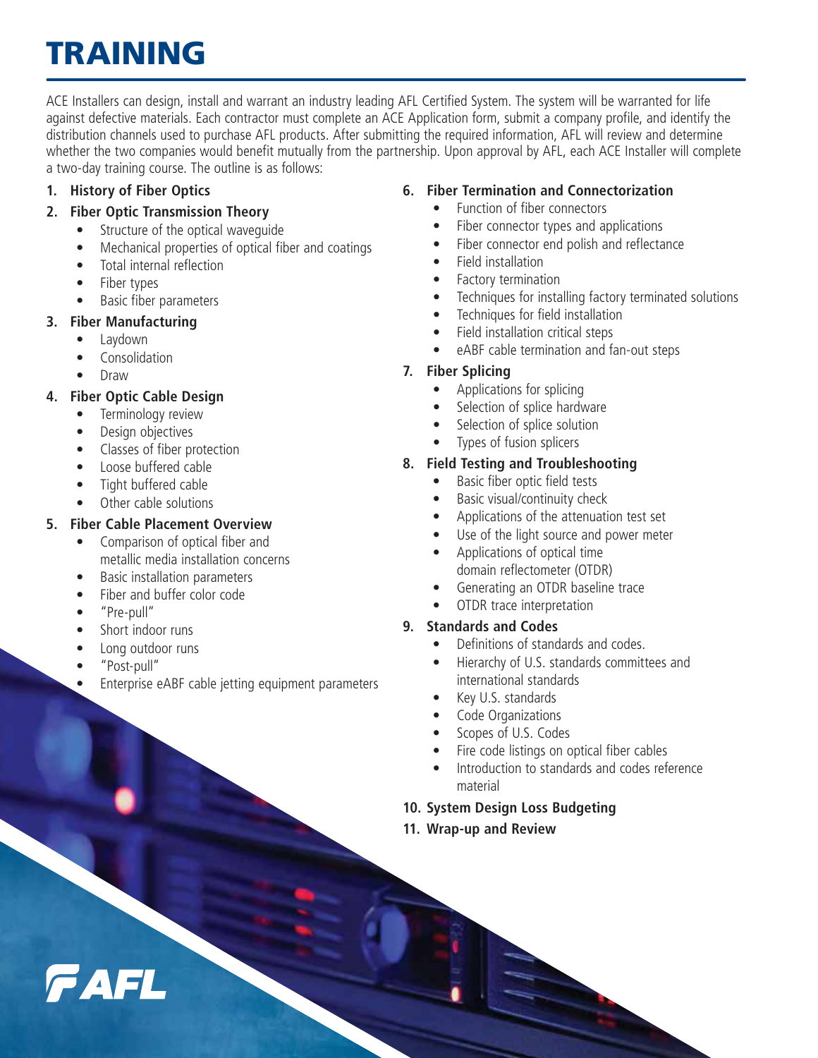# TRAINING

ACE Installers can design, install and warrant an industry leading AFL Certified System. The system will be warranted for life against defective materials. Each contractor must complete an ACE Application form, submit a company profile, and identify the distribution channels used to purchase AFL products. After submitting the required information, AFL will review and determine whether the two companies would benefit mutually from the partnership. Upon approval by AFL, each ACE Installer will complete a two-day training course. The outline is as follows:

1. **History of Fiber Optics**
2. **Fiber Optic Transmission Theory**
   - Structure of the optical waveguide
   - Mechanical properties of optical fiber and coatings
   - Total internal reflection
   - Fiber types
   - Basic fiber parameters
3. **Fiber Manufacturing**
   - Laydown
   - Consolidation
   - Draw
4. **Fiber Optic Cable Design**
   - Terminology review
   - Design objectives
   - Classes of fiber protection
   - Loose buffered cable
   - Tight buffered cable
   - Other cable solutions
5. **Fiber Cable Placement Overview**
   - Comparison of optical fiber and metallic media installation concerns
   - Basic installation parameters
   - Fiber and buffer color code
   - "Pre-pull"
   - Short indoor runs
   - Long outdoor runs
   - "Post-pull"
   - Enterprise eABF cable jetting equipment parameters
6. **Fiber Termination and Connectorization**
   - Function of fiber connectors
   - Fiber connector types and applications
   - Fiber connector end polish and reflectance
   - Field installation
   - Factory termination
   - Techniques for installing factory terminated solutions
   - Techniques for field installation
   - Field installation critical steps
   - eABF cable termination and fan-out steps
7. **Fiber Splicing**
   - Applications for splicing
   - Selection of splice hardware
   - Selection of splice solution
   - Types of fusion splicers
8. **Field Testing and Troubleshooting**
   - Basic fiber optic field tests
   - Basic visual/continuity check
   - Applications of the attenuation test set
   - Use of the light source and power meter
   - Applications of optical time domain reflectometer (OTDR)
   - Generating an OTDR baseline trace
   - OTDR trace interpretation
9. **Standards and Codes**
   - Definitions of standards and codes.
   - Hierarchy of U.S. standards committees and international standards
   - Key U.S. standards
   - Code Organizations
   - Scopes of U.S. Codes
   - Fire code listings on optical fiber cables
   - Introduction to standards and codes reference material
10. **System Design Loss Budgeting**
11. **Wrap-up and Review**

AFL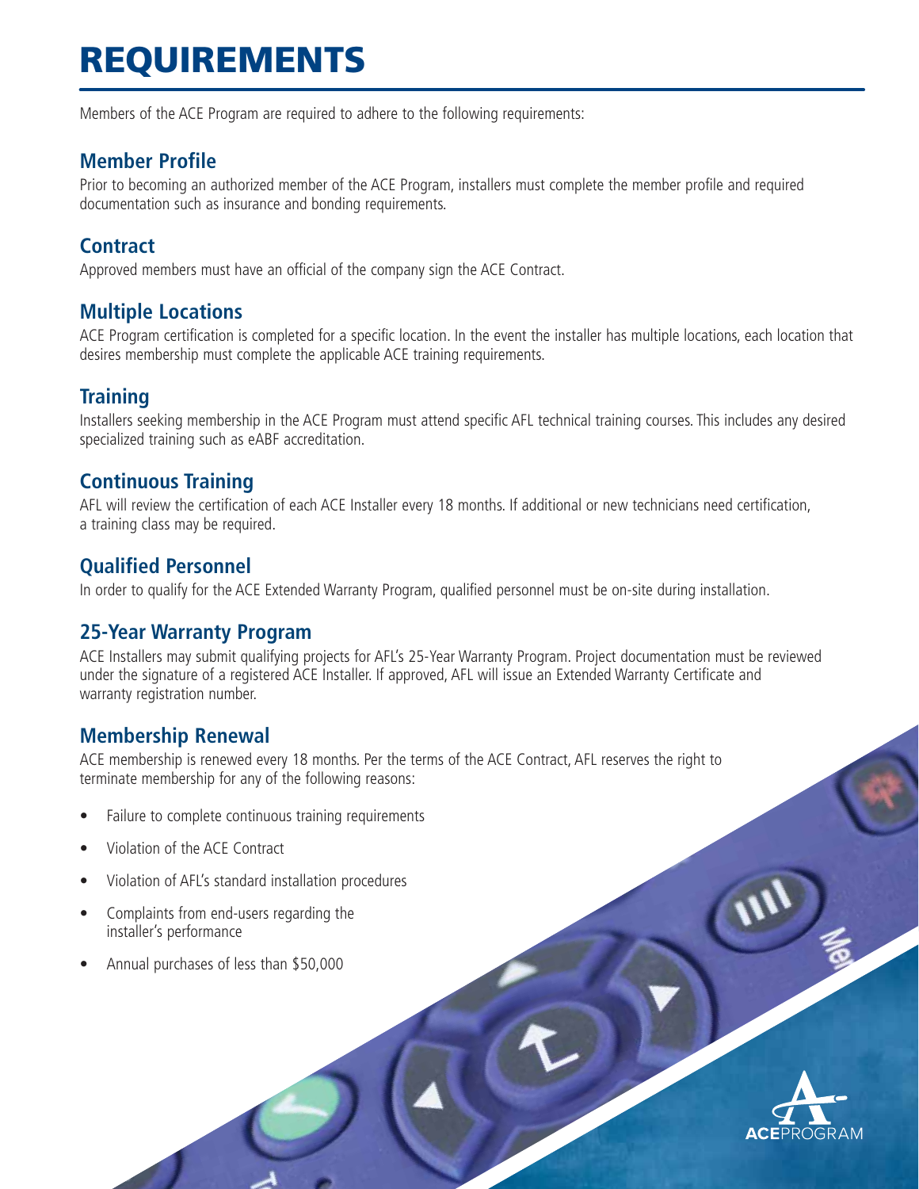# REQUIREMENTS

Members of the ACE Program are required to adhere to the following requirements:

## Member Profile

Prior to becoming an authorized member of the ACE Program, installers must complete the member profile and required documentation such as insurance and bonding requirements.

## Contract

Approved members must have an official of the company sign the ACE Contract.

## Multiple Locations

ACE Program certification is completed for a specific location. In the event the installer has multiple locations, each location that desires membership must complete the applicable ACE training requirements.

## Training

Installers seeking membership in the ACE Program must attend specific AFL technical training courses. This includes any desired specialized training such as eABF accreditation.

## Continuous Training

AFL will review the certification of each ACE Installer every 18 months. If additional or new technicians need certification, a training class may be required.

## Qualified Personnel

In order to qualify for the ACE Extended Warranty Program, qualified personnel must be on-site during installation.

## 25-Year Warranty Program

ACE Installers may submit qualifying projects for AFL's 25-Year Warranty Program. Project documentation must be reviewed under the signature of a registered ACE Installer. If approved, AFL will issue an Extended Warranty Certificate and warranty registration number.

## Membership Renewal

ACE membership is renewed every 18 months. Per the terms of the ACE Contract, AFL reserves the right to terminate membership for any of the following reasons:

- Failure to complete continuous training requirements
- Violation of the ACE Contract
- Violation of AFL's standard installation procedures
- Complaints from end-users regarding the installer's performance
- Annual purchases of less than $50,000

**ACE**PROGRAM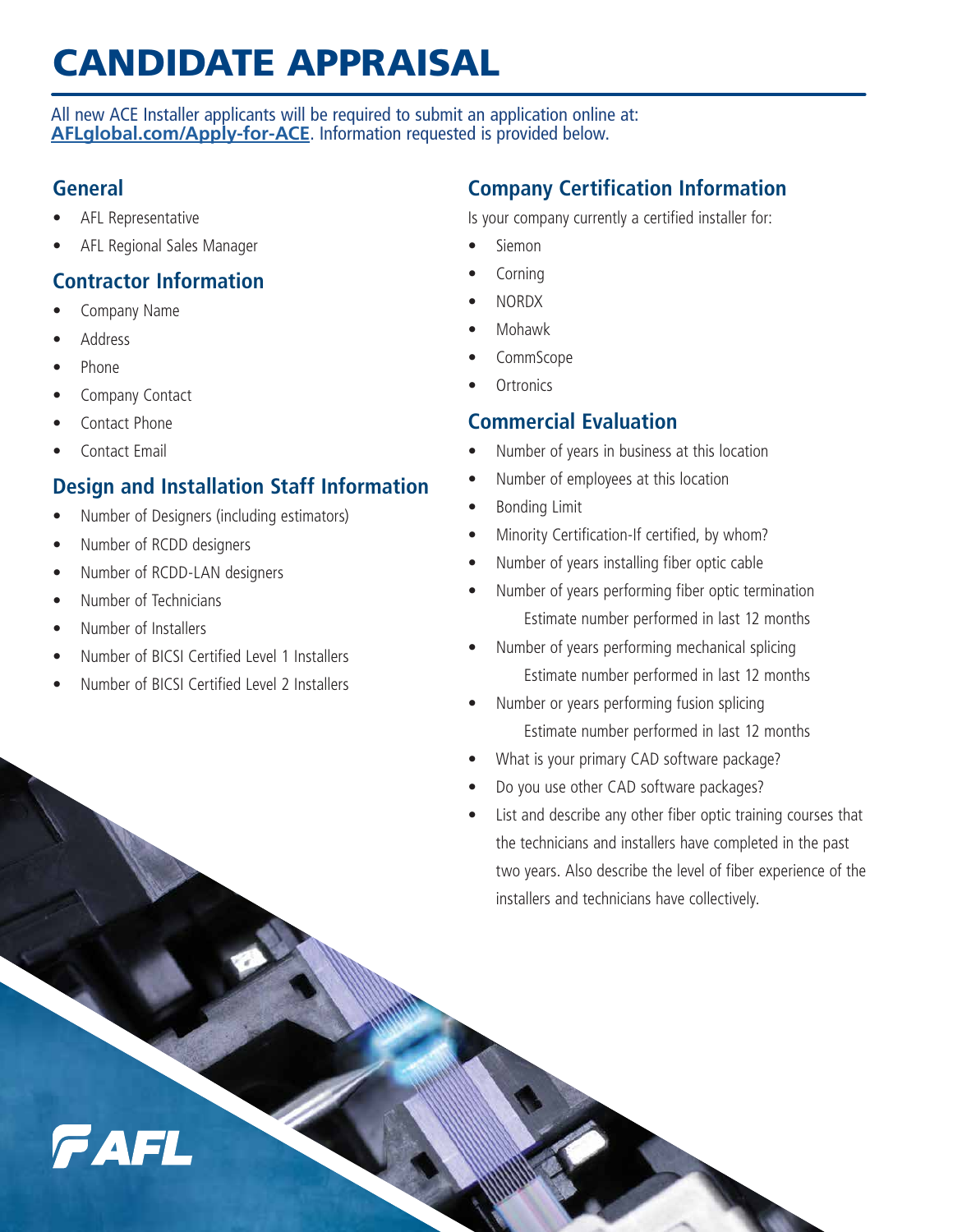# CANDIDATE APPRAISAL

All new ACE Installer applicants will be required to submit an application online at: **AFLglobal.com/Apply-for-ACE**. Information requested is provided below.

## General

- AFL Representative
- AFL Regional Sales Manager

## Contractor Information

- Company Name
- Address
- Phone
- Company Contact
- Contact Phone
- Contact Email

## Design and Installation Staff Information

- Number of Designers (including estimators)
- Number of RCDD designers
- Number of RCDD-LAN designers
- Number of Technicians
- Number of Installers
- Number of BICSI Certified Level 1 Installers
- Number of BICSI Certified Level 2 Installers

## Company Certification Information

Is your company currently a certified installer for:

- Siemon
- Corning
- NORDX
- Mohawk
- CommScope
- Ortronics

## Commercial Evaluation

- Number of years in business at this location
- Number of employees at this location
- Bonding Limit
- Minority Certification-If certified, by whom?
- Number of years installing fiber optic cable
- Number of years performing fiber optic termination
  Estimate number performed in last 12 months
- Number of years performing mechanical splicing
  Estimate number performed in last 12 months
- Number or years performing fusion splicing
  Estimate number performed in last 12 months
- What is your primary CAD software package?
- Do you use other CAD software packages?
- List and describe any other fiber optic training courses that the technicians and installers have completed in the past two years. Also describe the level of fiber experience of the installers and technicians have collectively.

AFL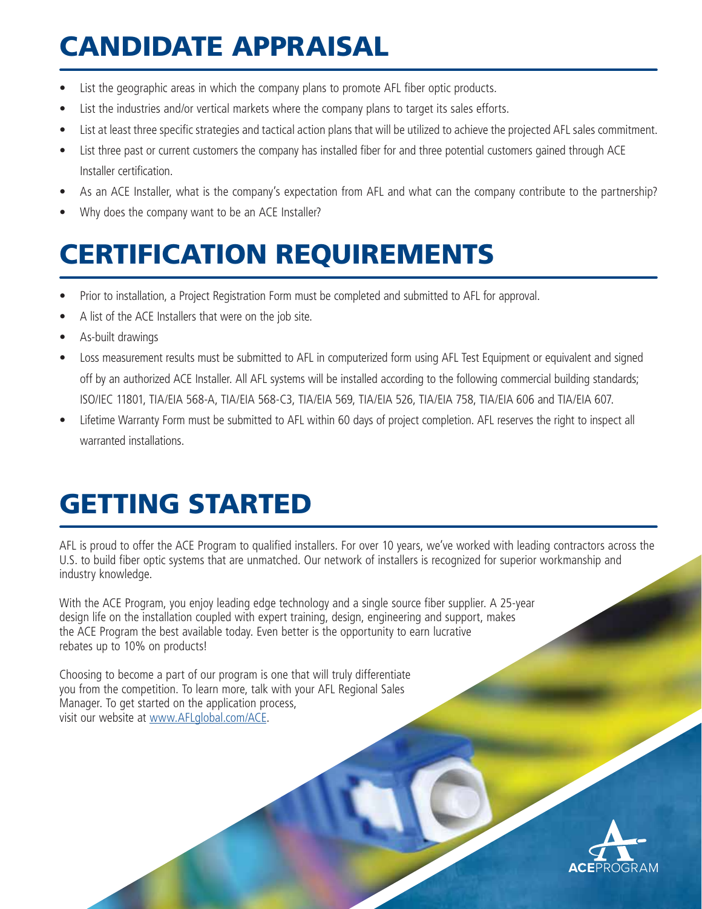# CANDIDATE APPRAISAL

- List the geographic areas in which the company plans to promote AFL fiber optic products.
- List the industries and/or vertical markets where the company plans to target its sales efforts.
- List at least three specific strategies and tactical action plans that will be utilized to achieve the projected AFL sales commitment.
- List three past or current customers the company has installed fiber for and three potential customers gained through ACE Installer certification.
- As an ACE Installer, what is the company's expectation from AFL and what can the company contribute to the partnership?
- Why does the company want to be an ACE Installer?

# CERTIFICATION REQUIREMENTS

- Prior to installation, a Project Registration Form must be completed and submitted to AFL for approval.
- A list of the ACE Installers that were on the job site.
- As-built drawings
- Loss measurement results must be submitted to AFL in computerized form using AFL Test Equipment or equivalent and signed off by an authorized ACE Installer. All AFL systems will be installed according to the following commercial building standards; ISO/IEC 11801, TIA/EIA 568-A, TIA/EIA 568-C3, TIA/EIA 569, TIA/EIA 526, TIA/EIA 758, TIA/EIA 606 and TIA/EIA 607.
- Lifetime Warranty Form must be submitted to AFL within 60 days of project completion. AFL reserves the right to inspect all warranted installations.

# GETTING STARTED

AFL is proud to offer the ACE Program to qualified installers. For over 10 years, we've worked with leading contractors across the U.S. to build fiber optic systems that are unmatched. Our network of installers is recognized for superior workmanship and industry knowledge.

With the ACE Program, you enjoy leading edge technology and a single source fiber supplier. A 25-year design life on the installation coupled with expert training, design, engineering and support, makes the ACE Program the best available today. Even better is the opportunity to earn lucrative rebates up to 10% on products!

Choosing to become a part of our program is one that will truly differentiate you from the competition. To learn more, talk with your AFL Regional Sales Manager. To get started on the application process, visit our website at www.AFLglobal.com/ACE.

ACEPROGRAM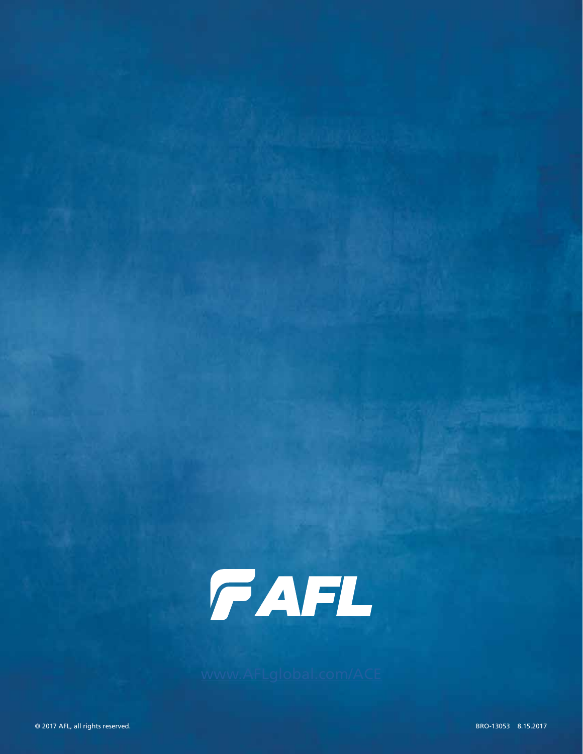AFL

www.AFLglobal.com/ACE

© 2017 AFL, all rights reserved.

BRO-13053 8.15.2017